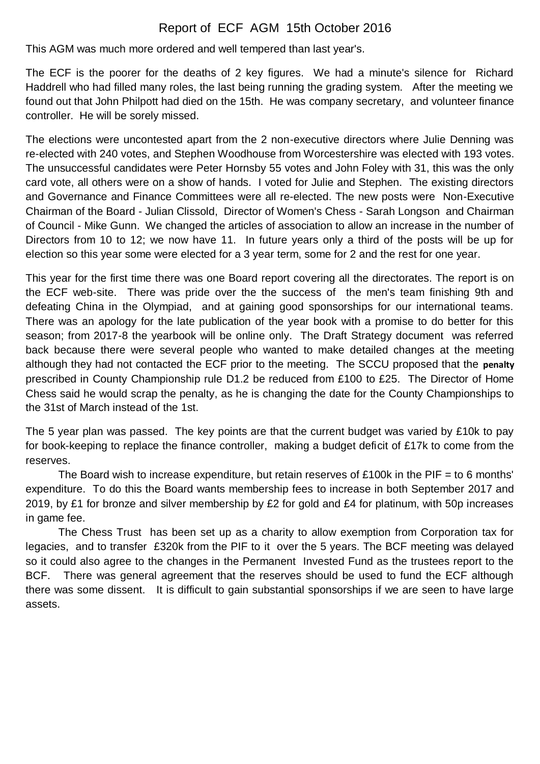# Report of ECF AGM 15th October 2016

This AGM was much more ordered and well tempered than last year's.

The ECF is the poorer for the deaths of 2 key figures. We had a minute's silence for Richard Haddrell who had filled many roles, the last being running the grading system. After the meeting we found out that John Philpott had died on the 15th. He was company secretary, and volunteer finance controller. He will be sorely missed.

The elections were uncontested apart from the 2 non-executive directors where Julie Denning was re-elected with 240 votes, and Stephen Woodhouse from Worcestershire was elected with 193 votes. The unsuccessful candidates were Peter Hornsby 55 votes and John Foley with 31, this was the only card vote, all others were on a show of hands. I voted for Julie and Stephen. The existing directors and Governance and Finance Committees were all re-elected. The new posts were Non-Executive Chairman of the Board - Julian Clissold, Director of Women's Chess - Sarah Longson and Chairman of Council - Mike Gunn. We changed the articles of association to allow an increase in the number of Directors from 10 to 12; we now have 11. In future years only a third of the posts will be up for election so this year some were elected for a 3 year term, some for 2 and the rest for one year.

This year for the first time there was one Board report covering all the directorates. The report is on the ECF web-site. There was pride over the the success of the men's team finishing 9th and defeating China in the Olympiad, and at gaining good sponsorships for our international teams. There was an apology for the late publication of the year book with a promise to do better for this season; from 2017-8 the yearbook will be online only. The Draft Strategy document was referred back because there were several people who wanted to make detailed changes at the meeting although they had not contacted the ECF prior to the meeting. The SCCU proposed that the **penalty** prescribed in County Championship rule D1.2 be reduced from £100 to £25. The Director of Home Chess said he would scrap the penalty, as he is changing the date for the County Championships to the 31st of March instead of the 1st.

The 5 year plan was passed. The key points are that the current budget was varied by £10k to pay for book-keeping to replace the finance controller, making a budget deficit of £17k to come from the reserves.

The Board wish to increase expenditure, but retain reserves of £100k in the PIF = to 6 months' expenditure. To do this the Board wants membership fees to increase in both September 2017 and 2019, by £1 for bronze and silver membership by £2 for gold and £4 for platinum, with 50p increases in game fee.

The Chess Trust has been set up as a charity to allow exemption from Corporation tax for legacies, and to transfer £320k from the PIF to it over the 5 years. The BCF meeting was delayed so it could also agree to the changes in the Permanent Invested Fund as the trustees report to the BCF. There was general agreement that the reserves should be used to fund the ECF although there was some dissent. It is difficult to gain substantial sponsorships if we are seen to have large assets.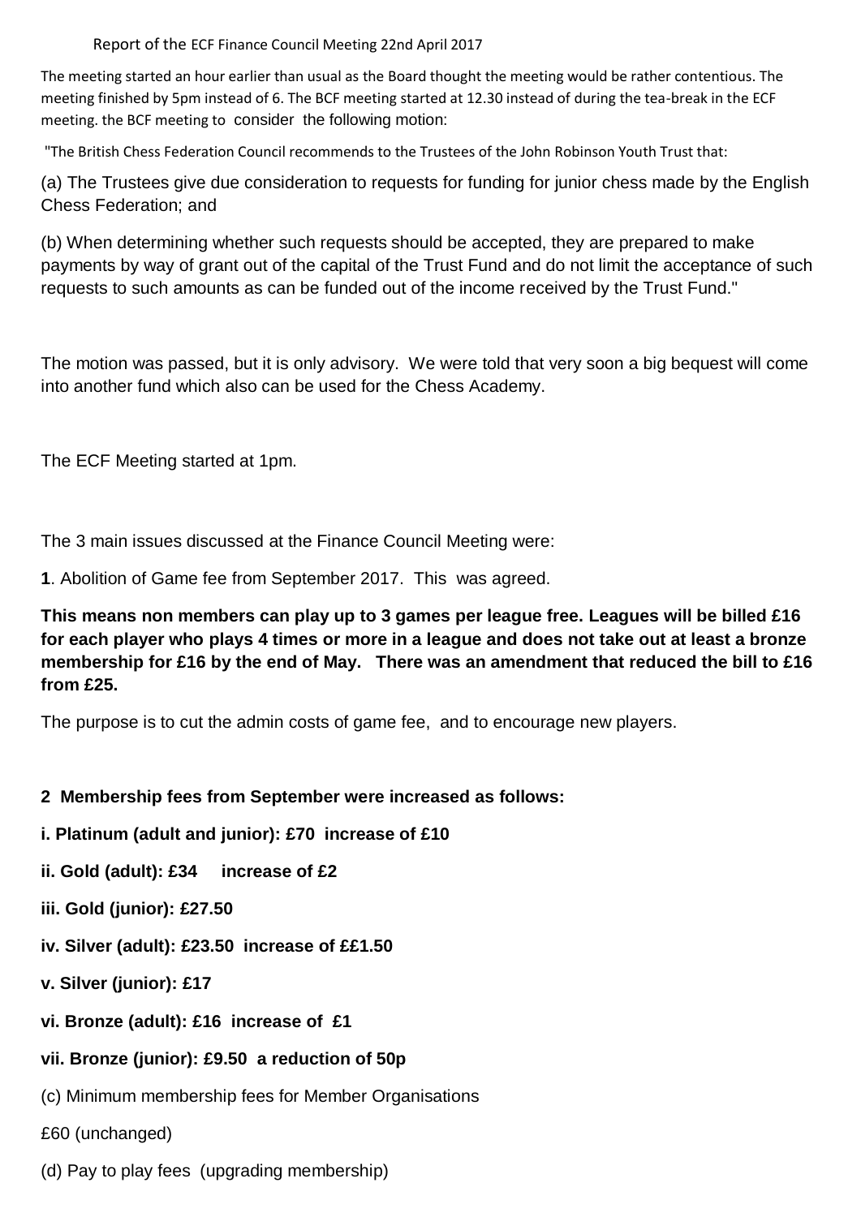Report of the ECF Finance Council Meeting 22nd April 2017

The meeting started an hour earlier than usual as the Board thought the meeting would be rather contentious. The meeting finished by 5pm instead of 6. The BCF meeting started at 12.30 instead of during the tea-break in the ECF meeting. the BCF meeting to consider the following motion:

"The British Chess Federation Council recommends to the Trustees of the John Robinson Youth Trust that:

(a) The Trustees give due consideration to requests for funding for junior chess made by the English Chess Federation; and

(b) When determining whether such requests should be accepted, they are prepared to make payments by way of grant out of the capital of the Trust Fund and do not limit the acceptance of such requests to such amounts as can be funded out of the income received by the Trust Fund."

The motion was passed, but it is only advisory. We were told that very soon a big bequest will come into another fund which also can be used for the Chess Academy.

The ECF Meeting started at 1pm.

The 3 main issues discussed at the Finance Council Meeting were:

**1**. Abolition of Game fee from September 2017. This was agreed.

**This means non members can play up to 3 games per league free. Leagues will be billed £16 for each player who plays 4 times or more in a league and does not take out at least a bronze membership for £16 by the end of May. There was an amendment that reduced the bill to £16 from £25.**

The purpose is to cut the admin costs of game fee, and to encourage new players.

**2 Membership fees from September were increased as follows:**

**i. Platinum (adult and junior): £70 increase of £10**

**ii. Gold (adult): £34 increase of £2**

**iii. Gold (junior): £27.50**

**iv. Silver (adult): £23.50 increase of ££1.50**

**v. Silver (junior): £17**

**vi. Bronze (adult): £16 increase of £1**

**vii. Bronze (junior): £9.50 a reduction of 50p**

(c) Minimum membership fees for Member Organisations

£60 (unchanged)

(d) Pay to play fees (upgrading membership)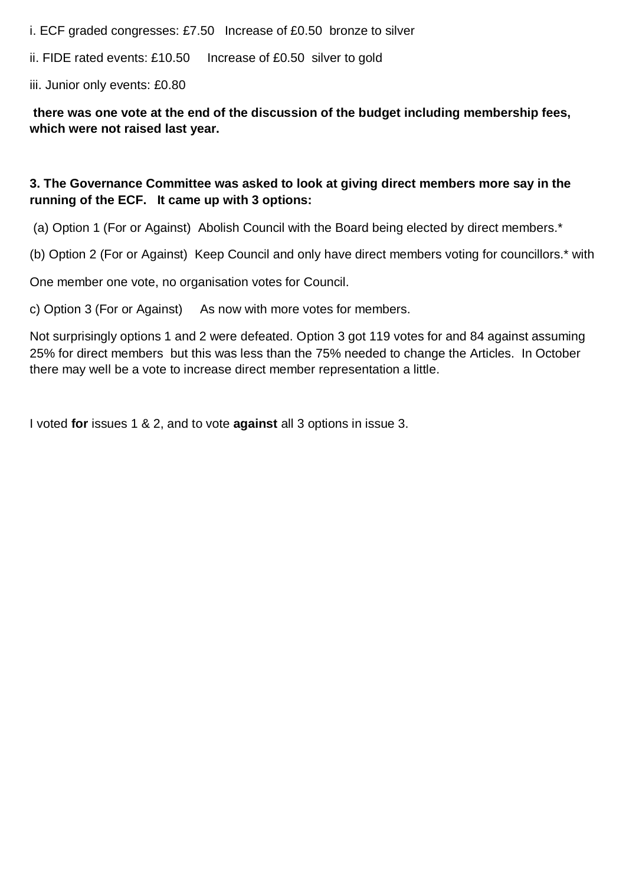i. ECF graded congresses: £7.50   Increase of £0.50  bronze to silver

ii. FIDE rated events: £10.50     Increase of £0.50  silver to gold

iii. Junior only events: £0.80

**there was one vote at the end of the discussion of the budget including membership fees, which were not raised last year.**

**3. The Governance Committee was asked to look at giving direct members more say in the running of the ECF.   It came up with 3 options:**

(a) Option 1 (For or Against)  Abolish Council with the Board being elected by direct members.*

(b) Option 2 (For or Against)  Keep Council and only have direct members voting for councillors.* with

One member one vote, no organisation votes for Council.

c) Option 3 (For or Against)     As now with more votes for members.

Not surprisingly options 1 and 2 were defeated. Option 3 got 119 votes for and 84 against assuming 25% for direct members  but this was less than the 75% needed to change the Articles.  In October there may well be a vote to increase direct member representation a little.

I voted **for** issues 1 & 2, and to vote **against** all 3 options in issue 3.